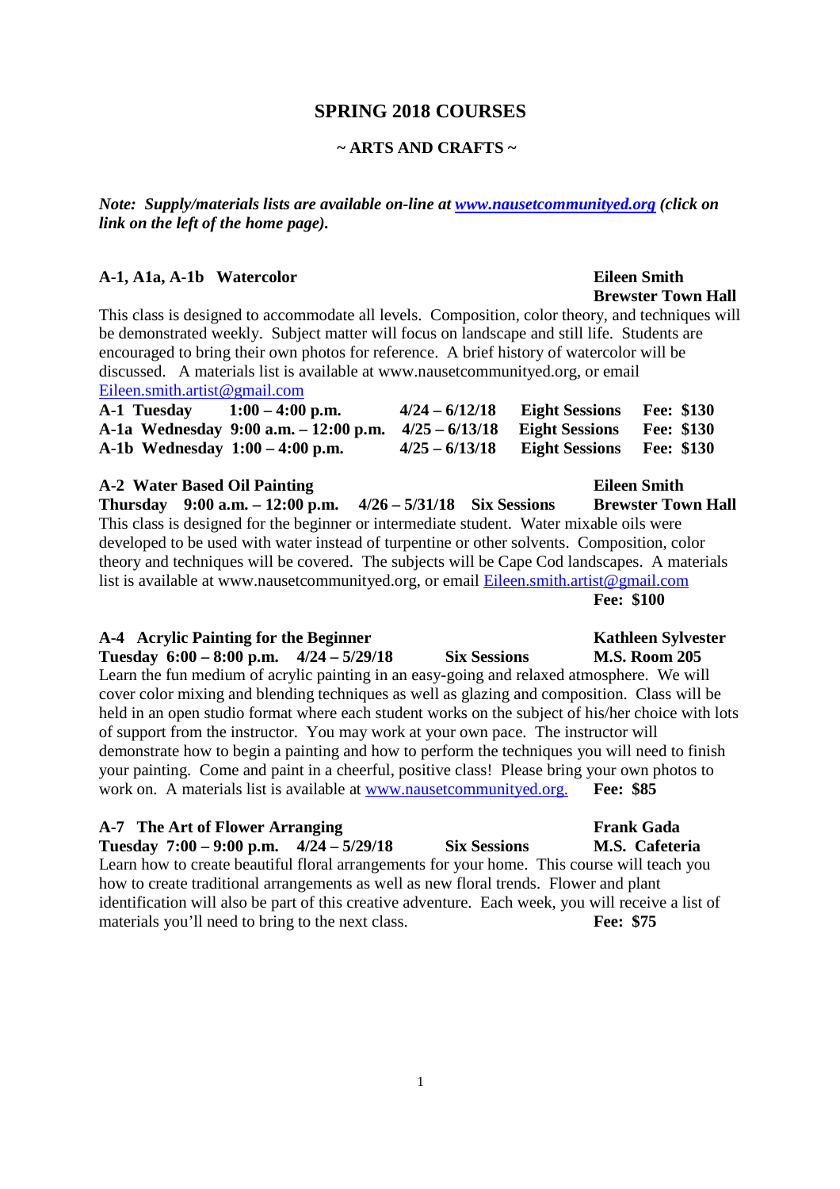# SPRING 2018 COURSES

## ~ ARTS AND CRAFTS ~

***Note: Supply/materials lists are available on-line at [www.nausetcommunityed.org](http://www.nausetcommunityed.org) (click on link on the left of the home page).***

### A-1, A1a, A-1b Watercolor

**Eileen Smith**
**Brewster Town Hall**

This class is designed to accommodate all levels. Composition, color theory, and techniques will be demonstrated weekly. Subject matter will focus on landscape and still life. Students are encouraged to bring their own photos for reference. A brief history of watercolor will be discussed. A materials list is available at www.nausetcommunityed.org, or email [Eileen.smith.artist@gmail.com](mailto:Eileen.smith.artist@gmail.com)

| | | | | |
|---|---|---|---|---|
| **A-1 Tuesday** | **1:00 – 4:00 p.m.** | **4/24 – 6/12/18** | **Eight Sessions** | **Fee: $130** |
| **A-1a Wednesday** | **9:00 a.m. – 12:00 p.m.** | **4/25 – 6/13/18** | **Eight Sessions** | **Fee: $130** |
| **A-1b Wednesday** | **1:00 – 4:00 p.m.** | **4/25 – 6/13/18** | **Eight Sessions** | **Fee: $130** |

### A-2 Water Based Oil Painting

**Eileen Smith**

**Thursday 9:00 a.m. – 12:00 p.m. 4/26 – 5/31/18 Six Sessions Brewster Town Hall**

This class is designed for the beginner or intermediate student. Water mixable oils were developed to be used with water instead of turpentine or other solvents. Composition, color theory and techniques will be covered. The subjects will be Cape Cod landscapes. A materials list is available at www.nausetcommunityed.org, or email [Eileen.smith.artist@gmail.com](mailto:Eileen.smith.artist@gmail.com)

**Fee: $100**

### A-4 Acrylic Painting for the Beginner

**Kathleen Sylvester**

**Tuesday 6:00 – 8:00 p.m. 4/24 – 5/29/18 Six Sessions M.S. Room 205**

Learn the fun medium of acrylic painting in an easy-going and relaxed atmosphere. We will cover color mixing and blending techniques as well as glazing and composition. Class will be held in an open studio format where each student works on the subject of his/her choice with lots of support from the instructor. You may work at your own pace. The instructor will demonstrate how to begin a painting and how to perform the techniques you will need to finish your painting. Come and paint in a cheerful, positive class! Please bring your own photos to work on. A materials list is available at [www.nausetcommunityed.org.](http://www.nausetcommunityed.org) **Fee: $85**

### A-7 The Art of Flower Arranging

**Frank Gada**

**Tuesday 7:00 – 9:00 p.m. 4/24 – 5/29/18 Six Sessions M.S. Cafeteria**

Learn how to create beautiful floral arrangements for your home. This course will teach you how to create traditional arrangements as well as new floral trends. Flower and plant identification will also be part of this creative adventure. Each week, you will receive a list of materials you'll need to bring to the next class. **Fee: $75**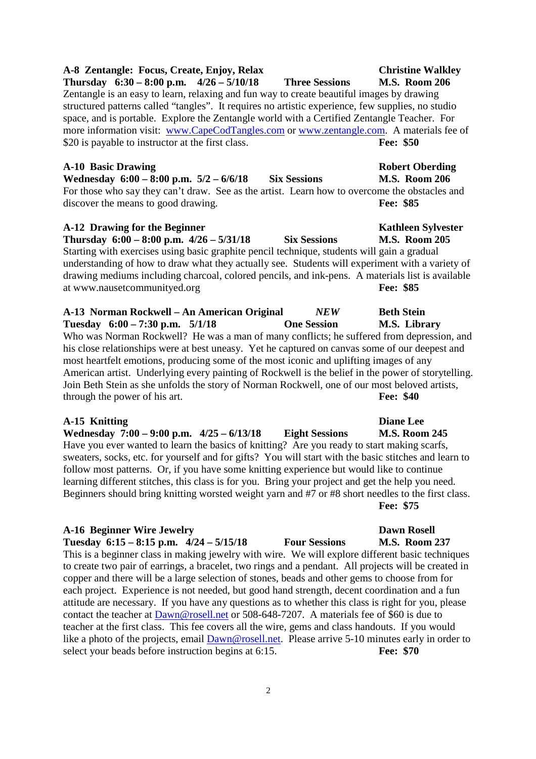**A-8 Zentangle: Focus, Create, Enjoy, Relax** **Christine Walkley**
**Thursday 6:30 – 8:00 p.m. 4/26 – 5/10/18 Three Sessions M.S. Room 206**

Zentangle is an easy to learn, relaxing and fun way to create beautiful images by drawing structured patterns called "tangles". It requires no artistic experience, few supplies, no studio space, and is portable. Explore the Zentangle world with a Certified Zentangle Teacher. For more information visit: [www.CapeCodTangles.com](http://www.CapeCodTangles.com) or [www.zentangle.com](http://www.zentangle.com). A materials fee of $20 is payable to instructor at the first class. **Fee: $50**

**A-10 Basic Drawing** **Robert Oberding**
**Wednesday 6:00 – 8:00 p.m. 5/2 – 6/6/18 Six Sessions M.S. Room 206**

For those who say they can't draw. See as the artist. Learn how to overcome the obstacles and discover the means to good drawing. **Fee: $85**

**A-12 Drawing for the Beginner** **Kathleen Sylvester**
**Thursday 6:00 – 8:00 p.m. 4/26 – 5/31/18 Six Sessions M.S. Room 205**

Starting with exercises using basic graphite pencil technique, students will gain a gradual understanding of how to draw what they actually see. Students will experiment with a variety of drawing mediums including charcoal, colored pencils, and ink-pens. A materials list is available at www.nausetcommunityed.org **Fee: $85**

**A-13 Norman Rockwell – An American Original** ***NEW*** **Beth Stein**
**Tuesday 6:00 – 7:30 p.m. 5/1/18 One Session M.S. Library**

Who was Norman Rockwell? He was a man of many conflicts; he suffered from depression, and his close relationships were at best uneasy. Yet he captured on canvas some of our deepest and most heartfelt emotions, producing some of the most iconic and uplifting images of any American artist. Underlying every painting of Rockwell is the belief in the power of storytelling. Join Beth Stein as she unfolds the story of Norman Rockwell, one of our most beloved artists, through the power of his art. **Fee: $40**

**A-15 Knitting** **Diane Lee**
**Wednesday 7:00 – 9:00 p.m. 4/25 – 6/13/18 Eight Sessions M.S. Room 245**

Have you ever wanted to learn the basics of knitting? Are you ready to start making scarfs, sweaters, socks, etc. for yourself and for gifts? You will start with the basic stitches and learn to follow most patterns. Or, if you have some knitting experience but would like to continue learning different stitches, this class is for you. Bring your project and get the help you need. Beginners should bring knitting worsted weight yarn and #7 or #8 short needles to the first class. **Fee: $75**

**A-16 Beginner Wire Jewelry** **Dawn Rosell**
**Tuesday 6:15 – 8:15 p.m. 4/24 – 5/15/18 Four Sessions M.S. Room 237**

This is a beginner class in making jewelry with wire. We will explore different basic techniques to create two pair of earrings, a bracelet, two rings and a pendant. All projects will be created in copper and there will be a large selection of stones, beads and other gems to choose from for each project. Experience is not needed, but good hand strength, decent coordination and a fun attitude are necessary. If you have any questions as to whether this class is right for you, please contact the teacher at [Dawn@rosell.net](mailto:Dawn@rosell.net) or 508-648-7207. A materials fee of $60 is due to teacher at the first class. This fee covers all the wire, gems and class handouts. If you would like a photo of the projects, email [Dawn@rosell.net](mailto:Dawn@rosell.net). Please arrive 5-10 minutes early in order to select your beads before instruction begins at 6:15. **Fee: $70**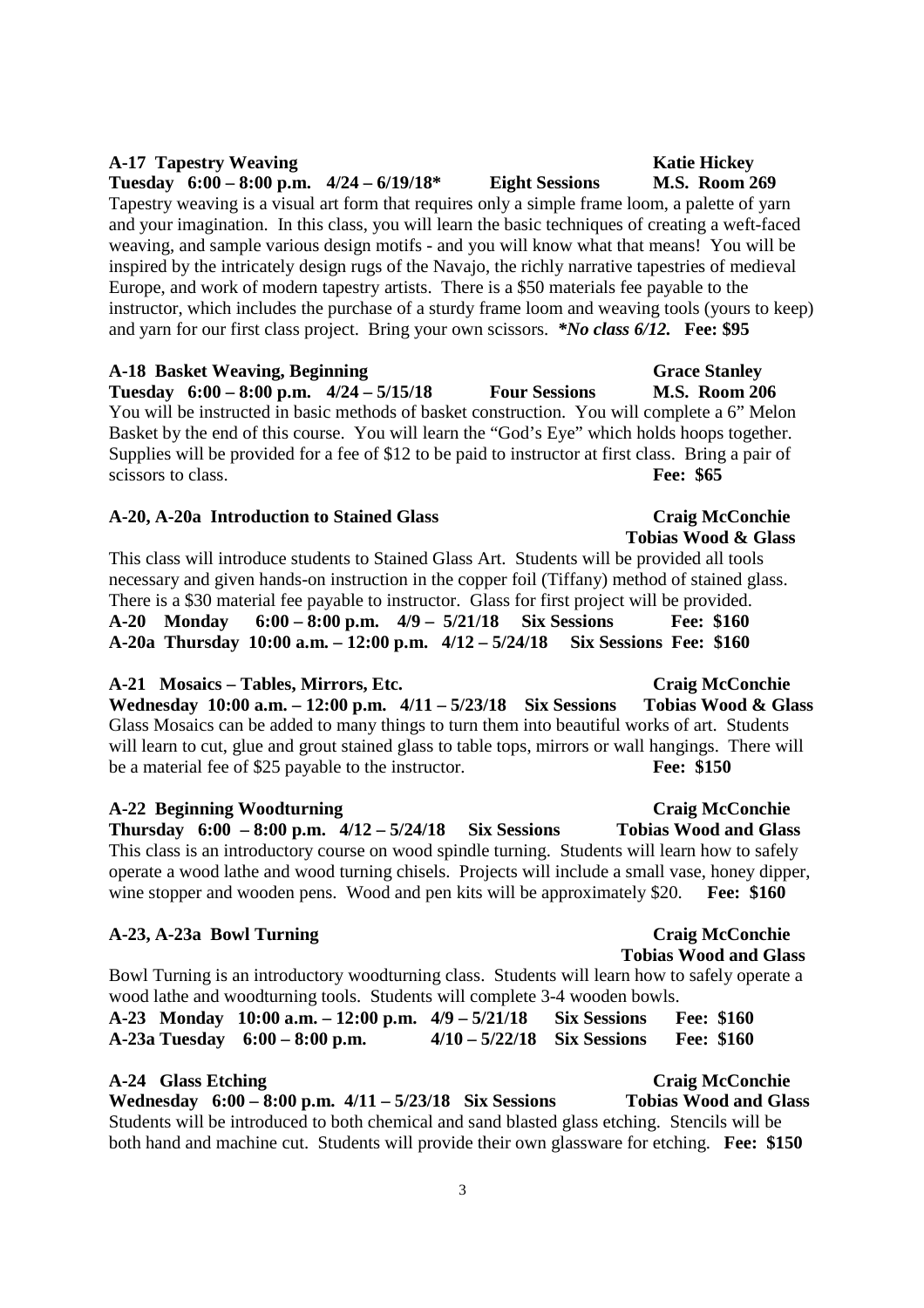**A-17 Tapestry Weaving** **Katie Hickey**
**Tuesday 6:00 – 8:00 p.m. 4/24 – 6/19/18* Eight Sessions M.S. Room 269**
Tapestry weaving is a visual art form that requires only a simple frame loom, a palette of yarn and your imagination. In this class, you will learn the basic techniques of creating a weft-faced weaving, and sample various design motifs - and you will know what that means! You will be inspired by the intricately design rugs of the Navajo, the richly narrative tapestries of medieval Europe, and work of modern tapestry artists. There is a $50 materials fee payable to the instructor, which includes the purchase of a sturdy frame loom and weaving tools (yours to keep) and yarn for our first class project. Bring your own scissors. ***No class 6/12.*** **Fee: $95**

**A-18 Basket Weaving, Beginning** **Grace Stanley**
**Tuesday 6:00 – 8:00 p.m. 4/24 – 5/15/18 Four Sessions M.S. Room 206**
You will be instructed in basic methods of basket construction. You will complete a 6" Melon Basket by the end of this course. You will learn the "God's Eye" which holds hoops together. Supplies will be provided for a fee of $12 to be paid to instructor at first class. Bring a pair of scissors to class. **Fee: $65**

**A-20, A-20a Introduction to Stained Glass** **Craig McConchie**
**Tobias Wood & Glass**
This class will introduce students to Stained Glass Art. Students will be provided all tools necessary and given hands-on instruction in the copper foil (Tiffany) method of stained glass. There is a $30 material fee payable to instructor. Glass for first project will be provided.
**A-20 Monday 6:00 – 8:00 p.m. 4/9 – 5/21/18 Six Sessions Fee: $160**
**A-20a Thursday 10:00 a.m. – 12:00 p.m. 4/12 – 5/24/18 Six Sessions Fee: $160**

**A-21 Mosaics – Tables, Mirrors, Etc.** **Craig McConchie**
**Wednesday 10:00 a.m. – 12:00 p.m. 4/11 – 5/23/18 Six Sessions Tobias Wood & Glass**
Glass Mosaics can be added to many things to turn them into beautiful works of art. Students will learn to cut, glue and grout stained glass to table tops, mirrors or wall hangings. There will be a material fee of $25 payable to the instructor. **Fee: $150**

**A-22 Beginning Woodturning** **Craig McConchie**
**Thursday 6:00 – 8:00 p.m. 4/12 – 5/24/18 Six Sessions Tobias Wood and Glass**
This class is an introductory course on wood spindle turning. Students will learn how to safely operate a wood lathe and wood turning chisels. Projects will include a small vase, honey dipper, wine stopper and wooden pens. Wood and pen kits will be approximately $20. **Fee: $160**

**A-23, A-23a Bowl Turning** **Craig McConchie**
**Tobias Wood and Glass**
Bowl Turning is an introductory woodturning class. Students will learn how to safely operate a wood lathe and woodturning tools. Students will complete 3-4 wooden bowls.
**A-23 Monday 10:00 a.m. – 12:00 p.m. 4/9 – 5/21/18 Six Sessions Fee: $160**
**A-23a Tuesday 6:00 – 8:00 p.m. 4/10 – 5/22/18 Six Sessions Fee: $160**

**A-24 Glass Etching** **Craig McConchie**
**Wednesday 6:00 – 8:00 p.m. 4/11 – 5/23/18 Six Sessions Tobias Wood and Glass**
Students will be introduced to both chemical and sand blasted glass etching. Stencils will be both hand and machine cut. Students will provide their own glassware for etching. **Fee: $150**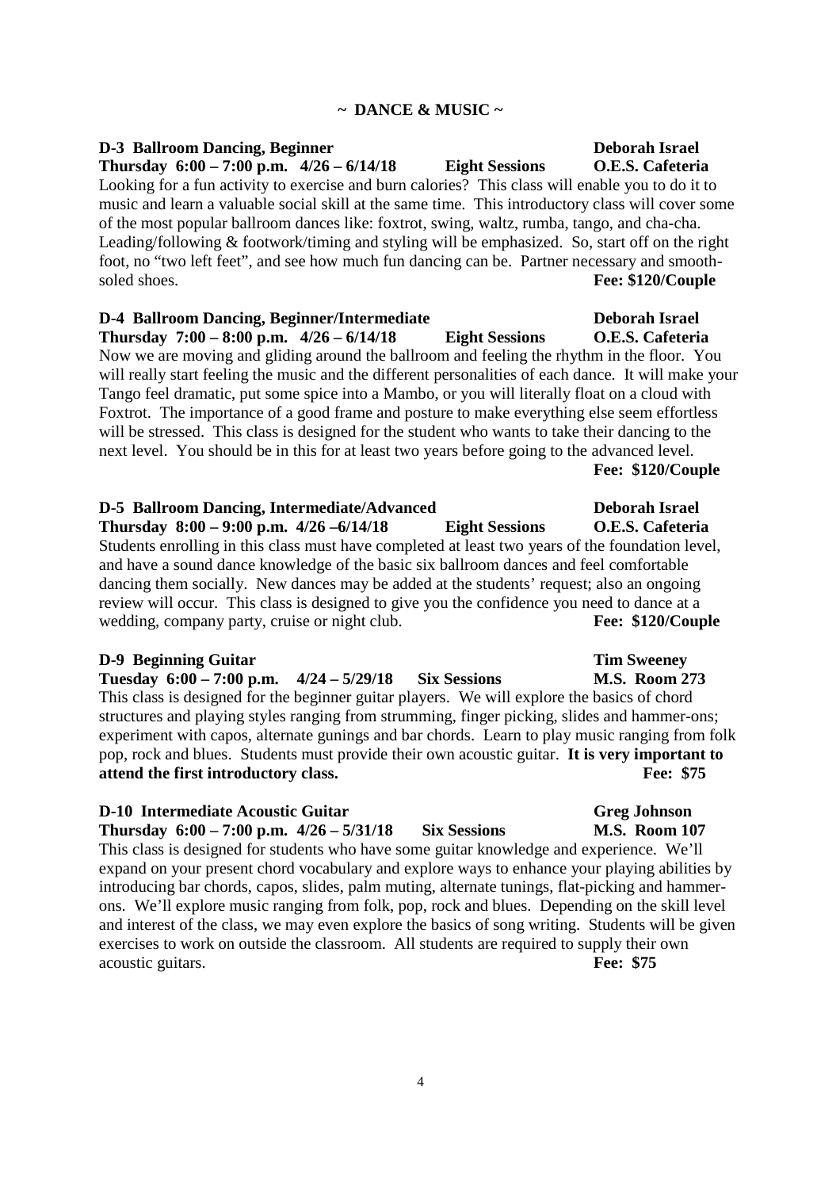## ~ DANCE & MUSIC ~

**D-3 Ballroom Dancing, Beginner** **Deborah Israel**
**Thursday 6:00 – 7:00 p.m. 4/26 – 6/14/18 Eight Sessions O.E.S. Cafeteria**
Looking for a fun activity to exercise and burn calories? This class will enable you to do it to music and learn a valuable social skill at the same time. This introductory class will cover some of the most popular ballroom dances like: foxtrot, swing, waltz, rumba, tango, and cha-cha. Leading/following & footwork/timing and styling will be emphasized. So, start off on the right foot, no "two left feet", and see how much fun dancing can be. Partner necessary and smooth-soled shoes. **Fee: $120/Couple**

**D-4 Ballroom Dancing, Beginner/Intermediate** **Deborah Israel**
**Thursday 7:00 – 8:00 p.m. 4/26 – 6/14/18 Eight Sessions O.E.S. Cafeteria**
Now we are moving and gliding around the ballroom and feeling the rhythm in the floor. You will really start feeling the music and the different personalities of each dance. It will make your Tango feel dramatic, put some spice into a Mambo, or you will literally float on a cloud with Foxtrot. The importance of a good frame and posture to make everything else seem effortless will be stressed. This class is designed for the student who wants to take their dancing to the next level. You should be in this for at least two years before going to the advanced level.
**Fee: $120/Couple**

**D-5 Ballroom Dancing, Intermediate/Advanced** **Deborah Israel**
**Thursday 8:00 – 9:00 p.m. 4/26 –6/14/18 Eight Sessions O.E.S. Cafeteria**
Students enrolling in this class must have completed at least two years of the foundation level, and have a sound dance knowledge of the basic six ballroom dances and feel comfortable dancing them socially. New dances may be added at the students' request; also an ongoing review will occur. This class is designed to give you the confidence you need to dance at a wedding, company party, cruise or night club. **Fee: $120/Couple**

**D-9 Beginning Guitar** **Tim Sweeney**
**Tuesday 6:00 – 7:00 p.m. 4/24 – 5/29/18 Six Sessions M.S. Room 273**
This class is designed for the beginner guitar players. We will explore the basics of chord structures and playing styles ranging from strumming, finger picking, slides and hammer-ons; experiment with capos, alternate gunings and bar chords. Learn to play music ranging from folk pop, rock and blues. Students must provide their own acoustic guitar. **It is very important to attend the first introductory class.** **Fee: $75**

**D-10 Intermediate Acoustic Guitar** **Greg Johnson**
**Thursday 6:00 – 7:00 p.m. 4/26 – 5/31/18 Six Sessions M.S. Room 107**
This class is designed for students who have some guitar knowledge and experience. We'll expand on your present chord vocabulary and explore ways to enhance your playing abilities by introducing bar chords, capos, slides, palm muting, alternate tunings, flat-picking and hammer-ons. We'll explore music ranging from folk, pop, rock and blues. Depending on the skill level and interest of the class, we may even explore the basics of song writing. Students will be given exercises to work on outside the classroom. All students are required to supply their own acoustic guitars. **Fee: $75**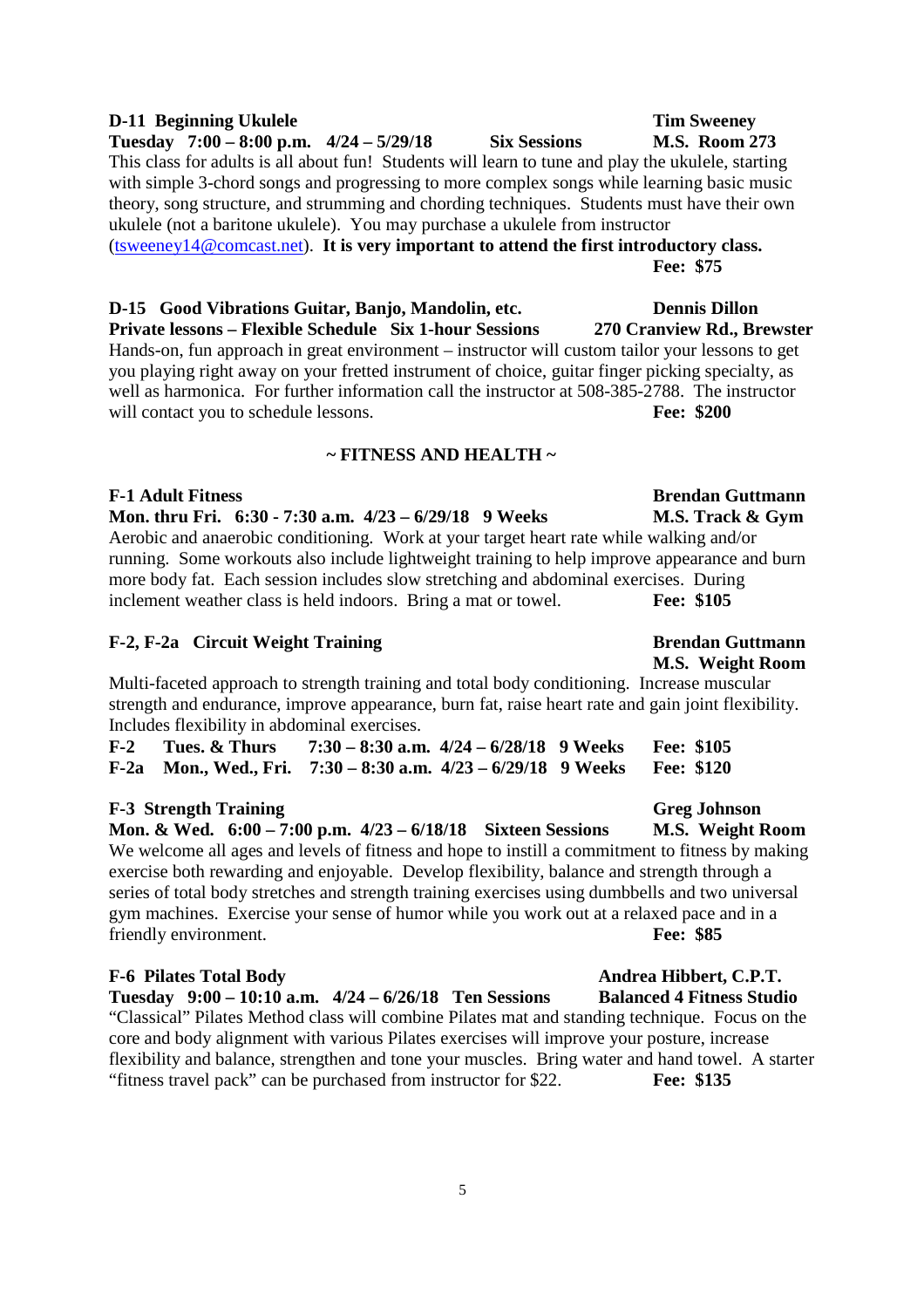**D-11 Beginning Ukulele** **Tim Sweeney**
**Tuesday 7:00 – 8:00 p.m. 4/24 – 5/29/18 Six Sessions M.S. Room 273**
This class for adults is all about fun! Students will learn to tune and play the ukulele, starting with simple 3-chord songs and progressing to more complex songs while learning basic music theory, song structure, and strumming and chording techniques. Students must have their own ukulele (not a baritone ukulele). You may purchase a ukulele from instructor (tsweeney14@comcast.net). **It is very important to attend the first introductory class.**
**Fee: $75**

**D-15 Good Vibrations Guitar, Banjo, Mandolin, etc.** **Dennis Dillon**
**Private lessons – Flexible Schedule Six 1-hour Sessions 270 Cranview Rd., Brewster**
Hands-on, fun approach in great environment – instructor will custom tailor your lessons to get you playing right away on your fretted instrument of choice, guitar finger picking specialty, as well as harmonica. For further information call the instructor at 508-385-2788. The instructor will contact you to schedule lessons. **Fee: $200**

## ~ FITNESS AND HEALTH ~

**F-1 Adult Fitness** **Brendan Guttmann**
**Mon. thru Fri. 6:30 - 7:30 a.m. 4/23 – 6/29/18 9 Weeks M.S. Track & Gym**
Aerobic and anaerobic conditioning. Work at your target heart rate while walking and/or running. Some workouts also include lightweight training to help improve appearance and burn more body fat. Each session includes slow stretching and abdominal exercises. During inclement weather class is held indoors. Bring a mat or towel. **Fee: $105**

**F-2, F-2a Circuit Weight Training** **Brendan Guttmann**
**M.S. Weight Room**
Multi-faceted approach to strength training and total body conditioning. Increase muscular strength and endurance, improve appearance, burn fat, raise heart rate and gain joint flexibility. Includes flexibility in abdominal exercises.

**F-2 Tues. & Thurs 7:30 – 8:30 a.m. 4/24 – 6/28/18 9 Weeks Fee: $105**
**F-2a Mon., Wed., Fri. 7:30 – 8:30 a.m. 4/23 – 6/29/18 9 Weeks Fee: $120**

**F-3 Strength Training** **Greg Johnson**
**Mon. & Wed. 6:00 – 7:00 p.m. 4/23 – 6/18/18 Sixteen Sessions M.S. Weight Room**
We welcome all ages and levels of fitness and hope to instill a commitment to fitness by making exercise both rewarding and enjoyable. Develop flexibility, balance and strength through a series of total body stretches and strength training exercises using dumbbells and two universal gym machines. Exercise your sense of humor while you work out at a relaxed pace and in a friendly environment. **Fee: $85**

**F-6 Pilates Total Body** **Andrea Hibbert, C.P.T.**
**Tuesday 9:00 – 10:10 a.m. 4/24 – 6/26/18 Ten Sessions Balanced 4 Fitness Studio**
"Classical" Pilates Method class will combine Pilates mat and standing technique. Focus on the core and body alignment with various Pilates exercises will improve your posture, increase flexibility and balance, strengthen and tone your muscles. Bring water and hand towel. A starter "fitness travel pack" can be purchased from instructor for $22. **Fee: $135**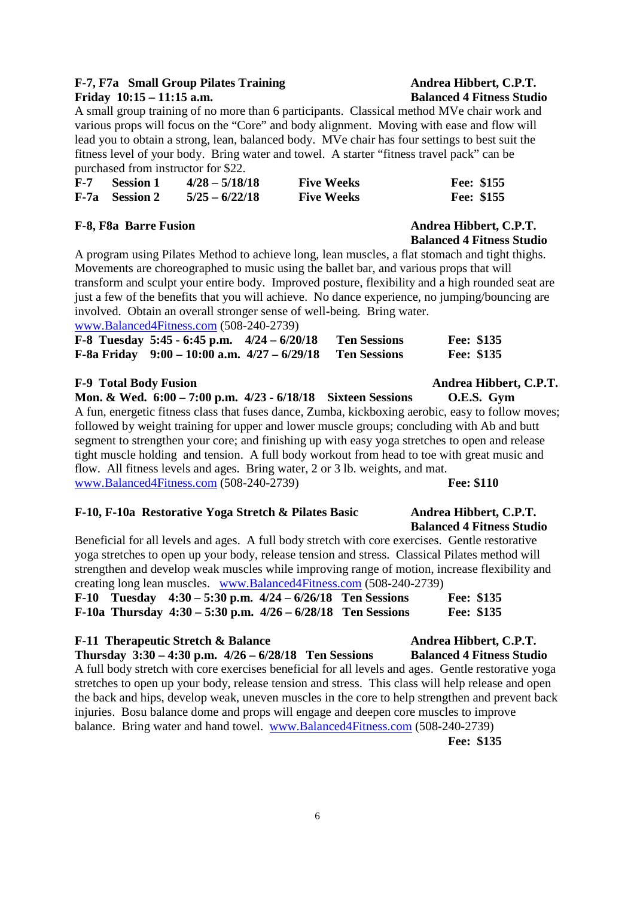**F-7, F7a Small Group Pilates Training** **Andrea Hibbert, C.P.T.**
**Friday 10:15 – 11:15 a.m.** **Balanced 4 Fitness Studio**

A small group training of no more than 6 participants. Classical method MVe chair work and various props will focus on the "Core" and body alignment. Moving with ease and flow will lead you to obtain a strong, lean, balanced body. MVe chair has four settings to best suit the fitness level of your body. Bring water and towel. A starter "fitness travel pack" can be purchased from instructor for $22.

| | | | | |
|---|---|---|---|---|
| **F-7** | **Session 1** | **4/28 – 5/18/18** | **Five Weeks** | **Fee: $155** |
| **F-7a** | **Session 2** | **5/25 – 6/22/18** | **Five Weeks** | **Fee: $155** |

**F-8, F8a Barre Fusion** **Andrea Hibbert, C.P.T.**
**Balanced 4 Fitness Studio**

A program using Pilates Method to achieve long, lean muscles, a flat stomach and tight thighs. Movements are choreographed to music using the ballet bar, and various props that will transform and sculpt your entire body. Improved posture, flexibility and a high rounded seat are just a few of the benefits that you will achieve. No dance experience, no jumping/bouncing are involved. Obtain an overall stronger sense of well-being. Bring water.
www.Balanced4Fitness.com (508-240-2739)

| | | | | |
|---|---|---|---|---|
| **F-8 Tuesday** | **5:45 - 6:45 p.m.** | **4/24 – 6/20/18** | **Ten Sessions** | **Fee: $135** |
| **F-8a Friday** | **9:00 – 10:00 a.m.** | **4/27 – 6/29/18** | **Ten Sessions** | **Fee: $135** |

**F-9 Total Body Fusion** **Andrea Hibbert, C.P.T.**
**Mon. & Wed. 6:00 – 7:00 p.m. 4/23 - 6/18/18 Sixteen Sessions** **O.E.S. Gym**

A fun, energetic fitness class that fuses dance, Zumba, kickboxing aerobic, easy to follow moves; followed by weight training for upper and lower muscle groups; concluding with Ab and butt segment to strengthen your core; and finishing up with easy yoga stretches to open and release tight muscle holding and tension. A full body workout from head to toe with great music and flow. All fitness levels and ages. Bring water, 2 or 3 lb. weights, and mat.
www.Balanced4Fitness.com (508-240-2739) **Fee: $110**

**F-10, F-10a Restorative Yoga Stretch & Pilates Basic** **Andrea Hibbert, C.P.T.**
**Balanced 4 Fitness Studio**

Beneficial for all levels and ages. A full body stretch with core exercises. Gentle restorative yoga stretches to open up your body, release tension and stress. Classical Pilates method will strengthen and develop weak muscles while improving range of motion, increase flexibility and creating long lean muscles. www.Balanced4Fitness.com (508-240-2739)

| | | | | | |
|---|---|---|---|---|---|
| **F-10** | **Tuesday** | **4:30 – 5:30 p.m.** | **4/24 – 6/26/18** | **Ten Sessions** | **Fee: $135** |
| **F-10a** | **Thursday** | **4:30 – 5:30 p.m.** | **4/26 – 6/28/18** | **Ten Sessions** | **Fee: $135** |

**F-11 Therapeutic Stretch & Balance** **Andrea Hibbert, C.P.T.**
**Thursday 3:30 – 4:30 p.m. 4/26 – 6/28/18 Ten Sessions** **Balanced 4 Fitness Studio**

A full body stretch with core exercises beneficial for all levels and ages. Gentle restorative yoga stretches to open up your body, release tension and stress. This class will help release and open the back and hips, develop weak, uneven muscles in the core to help strengthen and prevent back injuries. Bosu balance dome and props will engage and deepen core muscles to improve balance. Bring water and hand towel. www.Balanced4Fitness.com (508-240-2739)

**Fee: $135**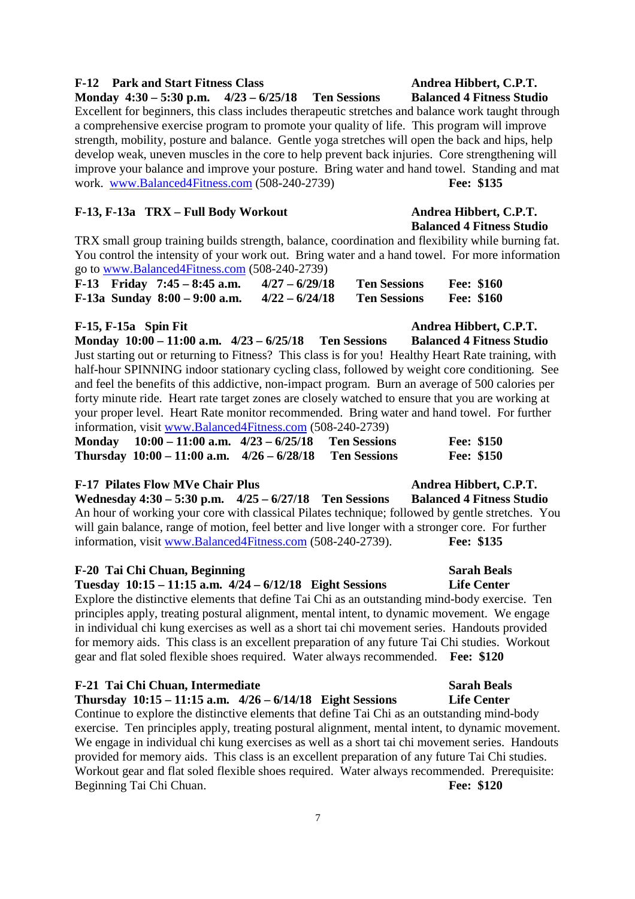**F-12 Park and Start Fitness Class** — **Andrea Hibbert, C.P.T.**
**Monday 4:30 – 5:30 p.m. 4/23 – 6/25/18 Ten Sessions** — **Balanced 4 Fitness Studio**

Excellent for beginners, this class includes therapeutic stretches and balance work taught through a comprehensive exercise program to promote your quality of life. This program will improve strength, mobility, posture and balance. Gentle yoga stretches will open the back and hips, help develop weak, uneven muscles in the core to help prevent back injuries. Core strengthening will improve your balance and improve your posture. Bring water and hand towel. Standing and mat work. www.Balanced4Fitness.com (508-240-2739) **Fee: $135**

**F-13, F-13a TRX – Full Body Workout** — **Andrea Hibbert, C.P.T.**
**Balanced 4 Fitness Studio**

TRX small group training builds strength, balance, coordination and flexibility while burning fat. You control the intensity of your work out. Bring water and a hand towel. For more information go to www.Balanced4Fitness.com (508-240-2739)

| | | | | |
|---|---|---|---|---|
| **F-13** | **Friday 7:45 – 8:45 a.m.** | **4/27 – 6/29/18** | **Ten Sessions** | **Fee: $160** |
| **F-13a** | **Sunday 8:00 – 9:00 a.m.** | **4/22 – 6/24/18** | **Ten Sessions** | **Fee: $160** |

**F-15, F-15a Spin Fit** — **Andrea Hibbert, C.P.T.**
**Monday 10:00 – 11:00 a.m. 4/23 – 6/25/18 Ten Sessions** — **Balanced 4 Fitness Studio**

Just starting out or returning to Fitness? This class is for you! Healthy Heart Rate training, with half-hour SPINNING indoor stationary cycling class, followed by weight core conditioning. See and feel the benefits of this addictive, non-impact program. Burn an average of 500 calories per forty minute ride. Heart rate target zones are closely watched to ensure that you are working at your proper level. Heart Rate monitor recommended. Bring water and hand towel. For further information, visit www.Balanced4Fitness.com (508-240-2739)

| | | | | |
|---|---|---|---|---|
| **Monday** | **10:00 – 11:00 a.m.** | **4/23 – 6/25/18** | **Ten Sessions** | **Fee: $150** |
| **Thursday** | **10:00 – 11:00 a.m.** | **4/26 – 6/28/18** | **Ten Sessions** | **Fee: $150** |

**F-17 Pilates Flow MVe Chair Plus** — **Andrea Hibbert, C.P.T.**
**Wednesday 4:30 – 5:30 p.m. 4/25 – 6/27/18 Ten Sessions** — **Balanced 4 Fitness Studio**

An hour of working your core with classical Pilates technique; followed by gentle stretches. You will gain balance, range of motion, feel better and live longer with a stronger core. For further information, visit www.Balanced4Fitness.com (508-240-2739). **Fee: $135**

**F-20 Tai Chi Chuan, Beginning** — **Sarah Beals**
**Tuesday 10:15 – 11:15 a.m. 4/24 – 6/12/18 Eight Sessions** — **Life Center**

Explore the distinctive elements that define Tai Chi as an outstanding mind-body exercise. Ten principles apply, treating postural alignment, mental intent, to dynamic movement. We engage in individual chi kung exercises as well as a short tai chi movement series. Handouts provided for memory aids. This class is an excellent preparation of any future Tai Chi studies. Workout gear and flat soled flexible shoes required. Water always recommended. **Fee: $120**

**F-21 Tai Chi Chuan, Intermediate** — **Sarah Beals**
**Thursday 10:15 – 11:15 a.m. 4/26 – 6/14/18 Eight Sessions** — **Life Center**

Continue to explore the distinctive elements that define Tai Chi as an outstanding mind-body exercise. Ten principles apply, treating postural alignment, mental intent, to dynamic movement. We engage in individual chi kung exercises as well as a short tai chi movement series. Handouts provided for memory aids. This class is an excellent preparation of any future Tai Chi studies. Workout gear and flat soled flexible shoes required. Water always recommended. Prerequisite: Beginning Tai Chi Chuan. **Fee: $120**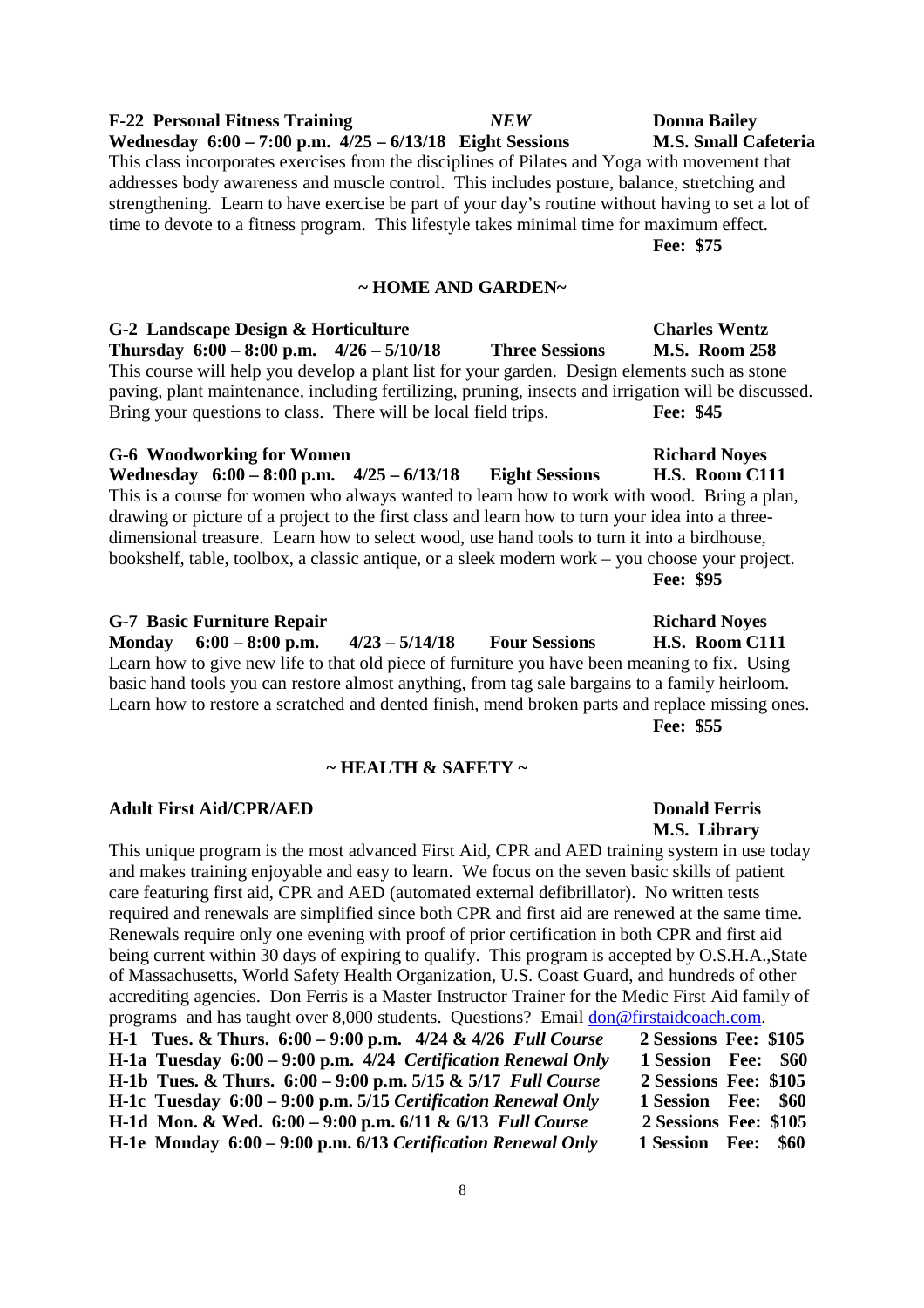**F-22 Personal Fitness Training** *NEW* **Donna Bailey**
**Wednesday 6:00 – 7:00 p.m. 4/25 – 6/13/18 Eight Sessions M.S. Small Cafeteria**

This class incorporates exercises from the disciplines of Pilates and Yoga with movement that addresses body awareness and muscle control. This includes posture, balance, stretching and strengthening. Learn to have exercise be part of your day's routine without having to set a lot of time to devote to a fitness program. This lifestyle takes minimal time for maximum effect.

**Fee: $75**

## ~ HOME AND GARDEN~

**G-2 Landscape Design & Horticulture** **Charles Wentz**
**Thursday 6:00 – 8:00 p.m. 4/26 – 5/10/18 Three Sessions M.S. Room 258**

This course will help you develop a plant list for your garden. Design elements such as stone paving, plant maintenance, including fertilizing, pruning, insects and irrigation will be discussed. Bring your questions to class. There will be local field trips. **Fee: $45**

**G-6 Woodworking for Women** **Richard Noyes**
**Wednesday 6:00 – 8:00 p.m. 4/25 – 6/13/18 Eight Sessions H.S. Room C111**

This is a course for women who always wanted to learn how to work with wood. Bring a plan, drawing or picture of a project to the first class and learn how to turn your idea into a three-dimensional treasure. Learn how to select wood, use hand tools to turn it into a birdhouse, bookshelf, table, toolbox, a classic antique, or a sleek modern work – you choose your project.

**Fee: $95**

**G-7 Basic Furniture Repair** **Richard Noyes**
**Monday 6:00 – 8:00 p.m. 4/23 – 5/14/18 Four Sessions H.S. Room C111**

Learn how to give new life to that old piece of furniture you have been meaning to fix. Using basic hand tools you can restore almost anything, from tag sale bargains to a family heirloom. Learn how to restore a scratched and dented finish, mend broken parts and replace missing ones.

**Fee: $55**

## ~ HEALTH & SAFETY ~

**Adult First Aid/CPR/AED** **Donald Ferris**
**M.S. Library**

This unique program is the most advanced First Aid, CPR and AED training system in use today and makes training enjoyable and easy to learn. We focus on the seven basic skills of patient care featuring first aid, CPR and AED (automated external defibrillator). No written tests required and renewals are simplified since both CPR and first aid are renewed at the same time. Renewals require only one evening with proof of prior certification in both CPR and first aid being current within 30 days of expiring to qualify. This program is accepted by O.S.H.A.,State of Massachusetts, World Safety Health Organization, U.S. Coast Guard, and hundreds of other accrediting agencies. Don Ferris is a Master Instructor Trainer for the Medic First Aid family of programs and has taught over 8,000 students. Questions? Email don@firstaidcoach.com.

**H-1 Tues. & Thurs. 6:00 – 9:00 p.m. 4/24 & 4/26** ***Full Course*** **2 Sessions Fee: $105**
**H-1a Tuesday 6:00 – 9:00 p.m. 4/24** ***Certification Renewal Only*** **1 Session Fee: $60**
**H-1b Tues. & Thurs. 6:00 – 9:00 p.m. 5/15 & 5/17** ***Full Course*** **2 Sessions Fee: $105**
**H-1c Tuesday 6:00 – 9:00 p.m. 5/15** ***Certification Renewal Only*** **1 Session Fee: $60**
**H-1d Mon. & Wed. 6:00 – 9:00 p.m. 6/11 & 6/13** ***Full Course*** **2 Sessions Fee: $105**
**H-1e Monday 6:00 – 9:00 p.m. 6/13** ***Certification Renewal Only*** **1 Session Fee: $60**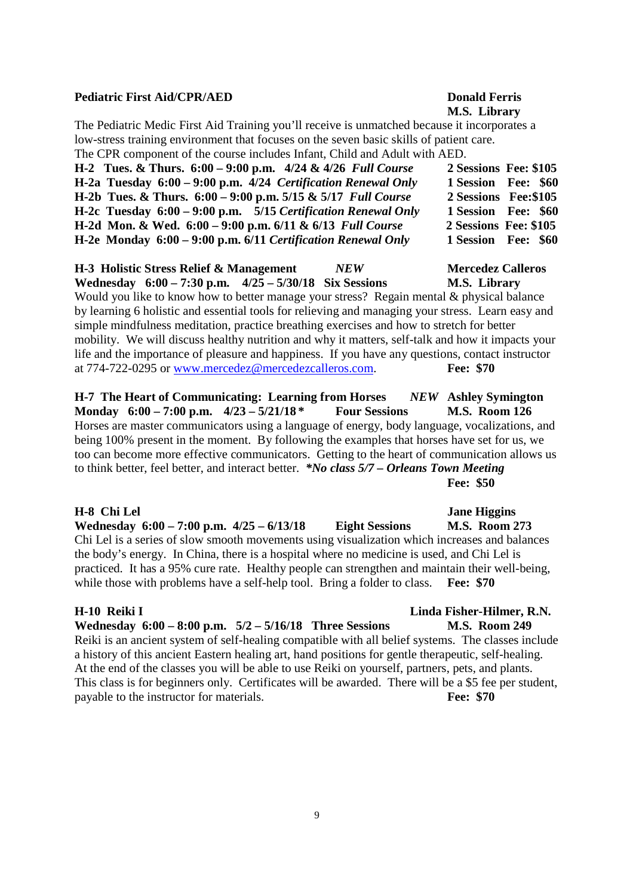**Pediatric First Aid/CPR/AED** — **Donald Ferris**
**M.S. Library**

The Pediatric Medic First Aid Training you'll receive is unmatched because it incorporates a low-stress training environment that focuses on the seven basic skills of patient care. The CPR component of the course includes Infant, Child and Adult with AED.

| | | |
|---|---|---|
| **H-2 Tues. & Thurs. 6:00 – 9:00 p.m. 4/24 & 4/26 *Full Course*** | **2 Sessions** | **Fee: $105** |
| **H-2a Tuesday 6:00 – 9:00 p.m. 4/24 *Certification Renewal Only*** | **1 Session** | **Fee: $60** |
| **H-2b Tues. & Thurs. 6:00 – 9:00 p.m. 5/15 & 5/17 *Full Course*** | **2 Sessions** | **Fee:$105** |
| **H-2c Tuesday 6:00 – 9:00 p.m. 5/15 *Certification Renewal Only*** | **1 Session** | **Fee: $60** |
| **H-2d Mon. & Wed. 6:00 – 9:00 p.m. 6/11 & 6/13 *Full Course*** | **2 Sessions** | **Fee: $105** |
| **H-2e Monday 6:00 – 9:00 p.m. 6/11 *Certification Renewal Only*** | **1 Session** | **Fee: $60** |

**H-3 Holistic Stress Relief & Management** ***NEW*** — **Mercedez Calleros**
**Wednesday 6:00 – 7:30 p.m. 4/25 – 5/30/18 Six Sessions** — **M.S. Library**

Would you like to know how to better manage your stress? Regain mental & physical balance by learning 6 holistic and essential tools for relieving and managing your stress. Learn easy and simple mindfulness meditation, practice breathing exercises and how to stretch for better mobility. We will discuss healthy nutrition and why it matters, self-talk and how it impacts your life and the importance of pleasure and happiness. If you have any questions, contact instructor at 774-722-0295 or www.mercedez@mercedezcalleros.com. **Fee: $70**

**H-7 The Heart of Communicating: Learning from Horses** ***NEW*** — **Ashley Symington**
**Monday 6:00 – 7:00 p.m. 4/23 – 5/21/18 \* Four Sessions** — **M.S. Room 126**

Horses are master communicators using a language of energy, body language, vocalizations, and being 100% present in the moment. By following the examples that horses have set for us, we too can become more effective communicators. Getting to the heart of communication allows us to think better, feel better, and interact better. ***\*No class 5/7 – Orleans Town Meeting***
**Fee: $50**

**H-8 Chi Lel** — **Jane Higgins**
**Wednesday 6:00 – 7:00 p.m. 4/25 – 6/13/18 Eight Sessions** — **M.S. Room 273**

Chi Lel is a series of slow smooth movements using visualization which increases and balances the body's energy. In China, there is a hospital where no medicine is used, and Chi Lel is practiced. It has a 95% cure rate. Healthy people can strengthen and maintain their well-being, while those with problems have a self-help tool. Bring a folder to class. **Fee: $70**

**H-10 Reiki I** — **Linda Fisher-Hilmer, R.N.**
**Wednesday 6:00 – 8:00 p.m. 5/2 – 5/16/18 Three Sessions** — **M.S. Room 249**

Reiki is an ancient system of self-healing compatible with all belief systems. The classes include a history of this ancient Eastern healing art, hand positions for gentle therapeutic, self-healing. At the end of the classes you will be able to use Reiki on yourself, partners, pets, and plants. This class is for beginners only. Certificates will be awarded. There will be a $5 fee per student, payable to the instructor for materials. **Fee: $70**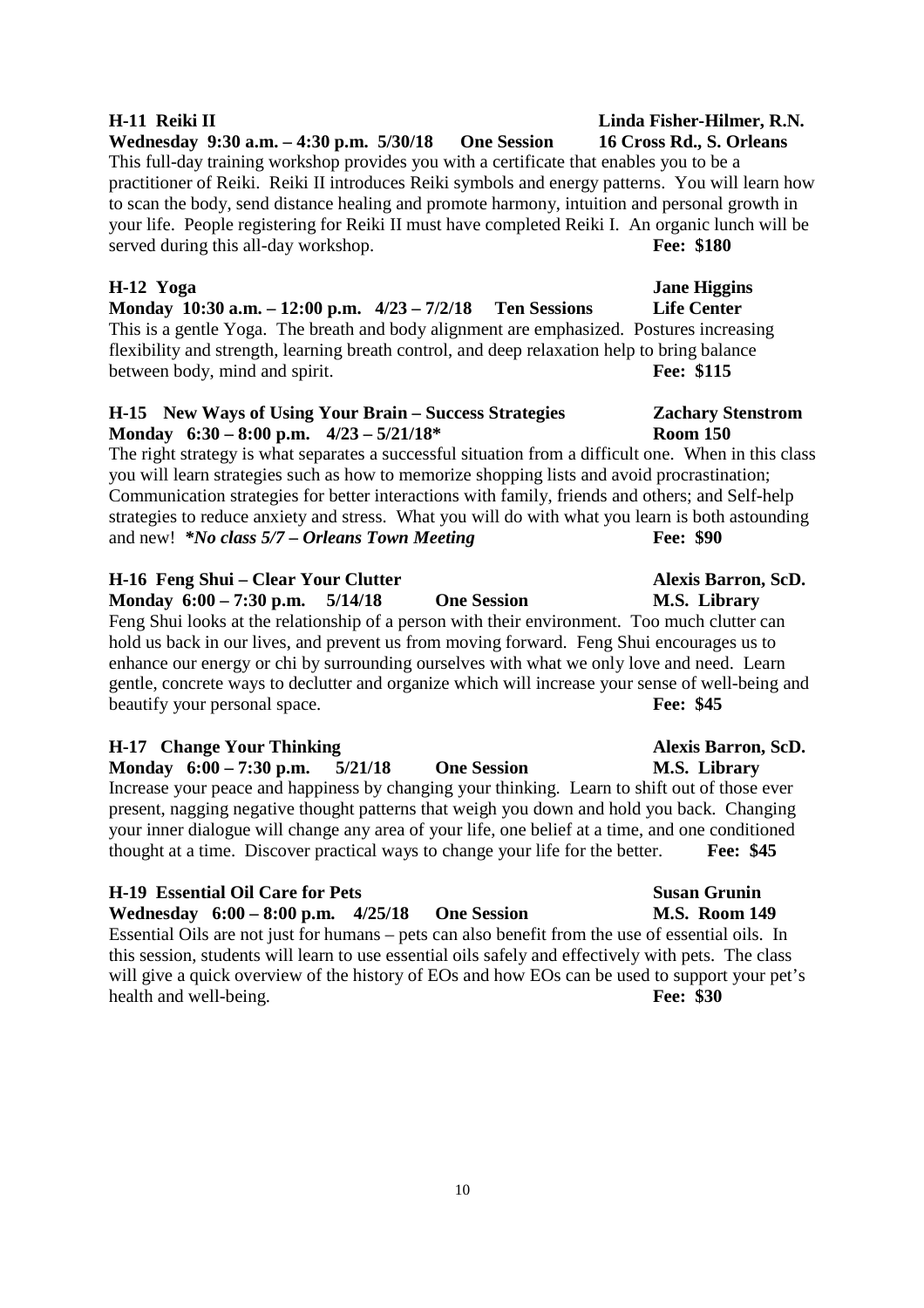**H-11 Reiki II** **Linda Fisher-Hilmer, R.N.**
**Wednesday 9:30 a.m. – 4:30 p.m. 5/30/18 One Session 16 Cross Rd., S. Orleans**

This full-day training workshop provides you with a certificate that enables you to be a practitioner of Reiki. Reiki II introduces Reiki symbols and energy patterns. You will learn how to scan the body, send distance healing and promote harmony, intuition and personal growth in your life. People registering for Reiki II must have completed Reiki I. An organic lunch will be served during this all-day workshop. **Fee: $180**

**H-12 Yoga** **Jane Higgins**
**Monday 10:30 a.m. – 12:00 p.m. 4/23 – 7/2/18 Ten Sessions Life Center**

This is a gentle Yoga. The breath and body alignment are emphasized. Postures increasing flexibility and strength, learning breath control, and deep relaxation help to bring balance between body, mind and spirit. **Fee: $115**

**H-15 New Ways of Using Your Brain – Success Strategies** **Zachary Stenstrom**
**Monday 6:30 – 8:00 p.m. 4/23 – 5/21/18* Room 150**

The right strategy is what separates a successful situation from a difficult one. When in this class you will learn strategies such as how to memorize shopping lists and avoid procrastination; Communication strategies for better interactions with family, friends and others; and Self-help strategies to reduce anxiety and stress. What you will do with what you learn is both astounding and new! ***No class 5/7 – Orleans Town Meeting*** **Fee: $90**

**H-16 Feng Shui – Clear Your Clutter** **Alexis Barron, ScD.**
**Monday 6:00 – 7:30 p.m. 5/14/18 One Session M.S. Library**

Feng Shui looks at the relationship of a person with their environment. Too much clutter can hold us back in our lives, and prevent us from moving forward. Feng Shui encourages us to enhance our energy or chi by surrounding ourselves with what we only love and need. Learn gentle, concrete ways to declutter and organize which will increase your sense of well-being and beautify your personal space. **Fee: $45**

**H-17 Change Your Thinking** **Alexis Barron, ScD.**
**Monday 6:00 – 7:30 p.m. 5/21/18 One Session M.S. Library**

Increase your peace and happiness by changing your thinking. Learn to shift out of those ever present, nagging negative thought patterns that weigh you down and hold you back. Changing your inner dialogue will change any area of your life, one belief at a time, and one conditioned thought at a time. Discover practical ways to change your life for the better. **Fee: $45**

**H-19 Essential Oil Care for Pets** **Susan Grunin**
**Wednesday 6:00 – 8:00 p.m. 4/25/18 One Session M.S. Room 149**

Essential Oils are not just for humans – pets can also benefit from the use of essential oils. In this session, students will learn to use essential oils safely and effectively with pets. The class will give a quick overview of the history of EOs and how EOs can be used to support your pet's health and well-being. **Fee: $30**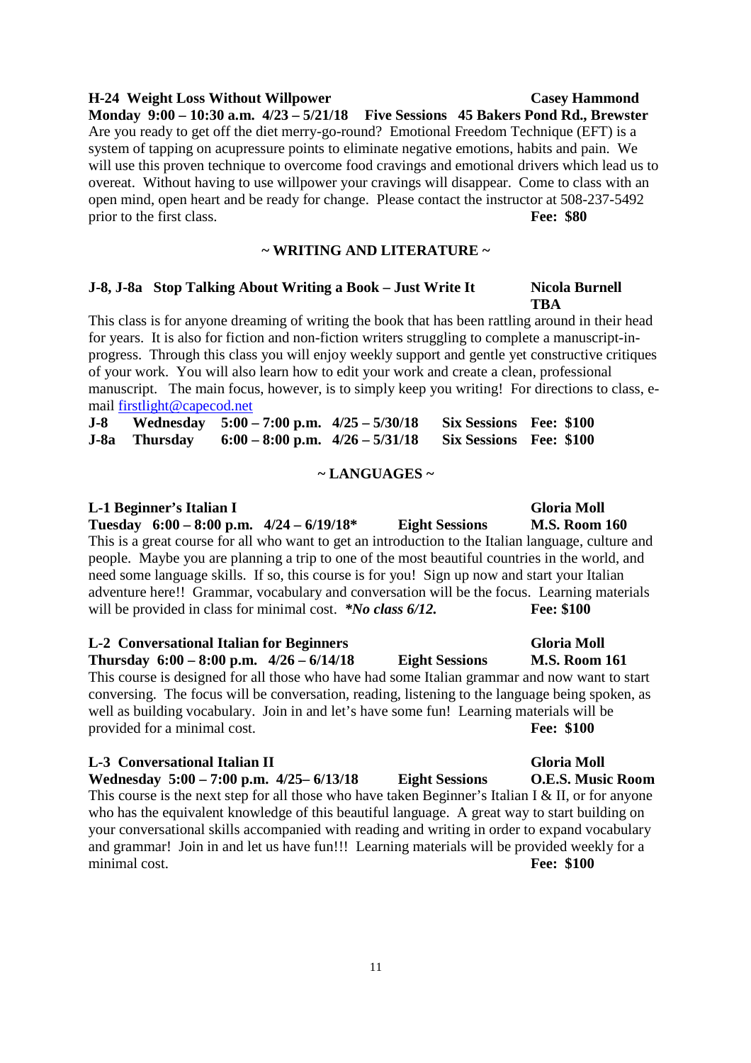**H-24 Weight Loss Without Willpower** **Casey Hammond**
**Monday 9:00 – 10:30 a.m. 4/23 – 5/21/18 Five Sessions 45 Bakers Pond Rd., Brewster**
Are you ready to get off the diet merry-go-round? Emotional Freedom Technique (EFT) is a system of tapping on acupressure points to eliminate negative emotions, habits and pain. We will use this proven technique to overcome food cravings and emotional drivers which lead us to overeat. Without having to use willpower your cravings will disappear. Come to class with an open mind, open heart and be ready for change. Please contact the instructor at 508-237-5492 prior to the first class. **Fee: $80**

## ~ WRITING AND LITERATURE ~

**J-8, J-8a Stop Talking About Writing a Book – Just Write It** **Nicola Burnell**
**TBA**

This class is for anyone dreaming of writing the book that has been rattling around in their head for years. It is also for fiction and non-fiction writers struggling to complete a manuscript-in-progress. Through this class you will enjoy weekly support and gentle yet constructive critiques of your work. You will also learn how to edit your work and create a clean, professional manuscript. The main focus, however, is to simply keep you writing! For directions to class, e-mail firstlight@capecod.net

| | | | | | |
|---|---|---|---|---|---|
| **J-8** | **Wednesday** | **5:00 – 7:00 p.m.** | **4/25 – 5/30/18** | **Six Sessions** | **Fee: $100** |
| **J-8a** | **Thursday** | **6:00 – 8:00 p.m.** | **4/26 – 5/31/18** | **Six Sessions** | **Fee: $100** |

## ~ LANGUAGES ~

**L-1 Beginner's Italian I** **Gloria Moll**
**Tuesday 6:00 – 8:00 p.m. 4/24 – 6/19/18\* Eight Sessions M.S. Room 160**
This is a great course for all who want to get an introduction to the Italian language, culture and people. Maybe you are planning a trip to one of the most beautiful countries in the world, and need some language skills. If so, this course is for you! Sign up now and start your Italian adventure here!! Grammar, vocabulary and conversation will be the focus. Learning materials will be provided in class for minimal cost. ***No class 6/12.*** **Fee: $100**

**L-2 Conversational Italian for Beginners** **Gloria Moll**
**Thursday 6:00 – 8:00 p.m. 4/26 – 6/14/18 Eight Sessions M.S. Room 161**
This course is designed for all those who have had some Italian grammar and now want to start conversing. The focus will be conversation, reading, listening to the language being spoken, as well as building vocabulary. Join in and let's have some fun! Learning materials will be provided for a minimal cost. **Fee: $100**

**L-3 Conversational Italian II** **Gloria Moll**
**Wednesday 5:00 – 7:00 p.m. 4/25– 6/13/18 Eight Sessions O.E.S. Music Room**
This course is the next step for all those who have taken Beginner's Italian I & II, or for anyone who has the equivalent knowledge of this beautiful language. A great way to start building on your conversational skills accompanied with reading and writing in order to expand vocabulary and grammar! Join in and let us have fun!!! Learning materials will be provided weekly for a minimal cost. **Fee: $100**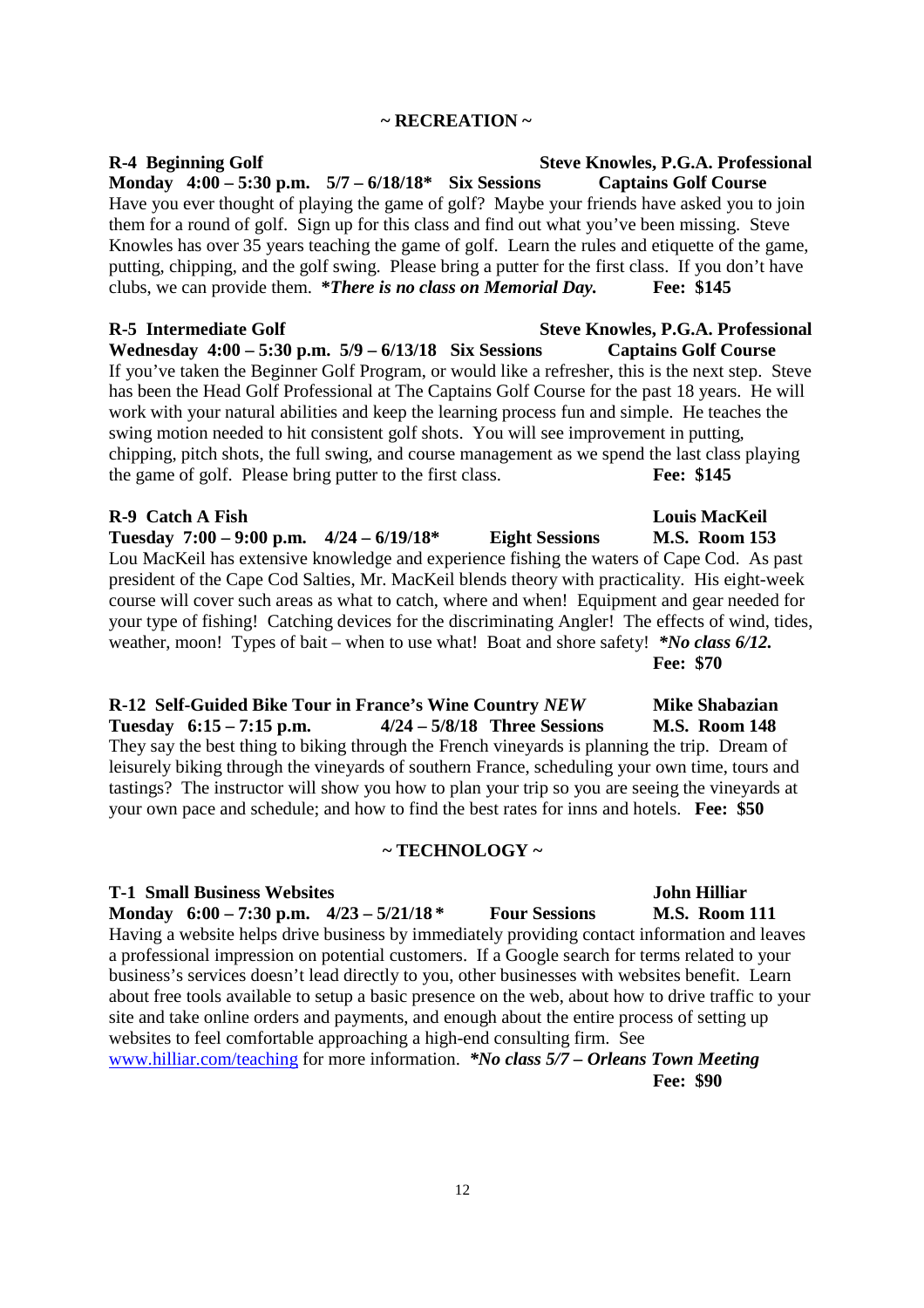## ~ RECREATION ~

**R-4 Beginning Golf** **Steve Knowles, P.G.A. Professional**
**Monday 4:00 – 5:30 p.m. 5/7 – 6/18/18* Six Sessions Captains Golf Course**
Have you ever thought of playing the game of golf? Maybe your friends have asked you to join them for a round of golf. Sign up for this class and find out what you've been missing. Steve Knowles has over 35 years teaching the game of golf. Learn the rules and etiquette of the game, putting, chipping, and the golf swing. Please bring a putter for the first class. If you don't have clubs, we can provide them. ***There is no class on Memorial Day.*** **Fee: $145**

**R-5 Intermediate Golf** **Steve Knowles, P.G.A. Professional**
**Wednesday 4:00 – 5:30 p.m. 5/9 – 6/13/18 Six Sessions Captains Golf Course**
If you've taken the Beginner Golf Program, or would like a refresher, this is the next step. Steve has been the Head Golf Professional at The Captains Golf Course for the past 18 years. He will work with your natural abilities and keep the learning process fun and simple. He teaches the swing motion needed to hit consistent golf shots. You will see improvement in putting, chipping, pitch shots, the full swing, and course management as we spend the last class playing the game of golf. Please bring putter to the first class. **Fee: $145**

**R-9 Catch A Fish** **Louis MacKeil**
**Tuesday 7:00 – 9:00 p.m. 4/24 – 6/19/18* Eight Sessions M.S. Room 153**
Lou MacKeil has extensive knowledge and experience fishing the waters of Cape Cod. As past president of the Cape Cod Salties, Mr. MacKeil blends theory with practicality. His eight-week course will cover such areas as what to catch, where and when! Equipment and gear needed for your type of fishing! Catching devices for the discriminating Angler! The effects of wind, tides, weather, moon! Types of bait – when to use what! Boat and shore safety! ***No class 6/12.***
**Fee: $70**

**R-12 Self-Guided Bike Tour in France's Wine Country *NEW*** **Mike Shabazian**
**Tuesday 6:15 – 7:15 p.m. 4/24 – 5/8/18 Three Sessions M.S. Room 148**
They say the best thing to biking through the French vineyards is planning the trip. Dream of leisurely biking through the vineyards of southern France, scheduling your own time, tours and tastings? The instructor will show you how to plan your trip so you are seeing the vineyards at your own pace and schedule; and how to find the best rates for inns and hotels. **Fee: $50**

## ~ TECHNOLOGY ~

**T-1 Small Business Websites** **John Hilliar**
**Monday 6:00 – 7:30 p.m. 4/23 – 5/21/18* Four Sessions M.S. Room 111**
Having a website helps drive business by immediately providing contact information and leaves a professional impression on potential customers. If a Google search for terms related to your business's services doesn't lead directly to you, other businesses with websites benefit. Learn about free tools available to setup a basic presence on the web, about how to drive traffic to your site and take online orders and payments, and enough about the entire process of setting up websites to feel comfortable approaching a high-end consulting firm. See www.hilliar.com/teaching for more information. ***No class 5/7 – Orleans Town Meeting***
**Fee: $90**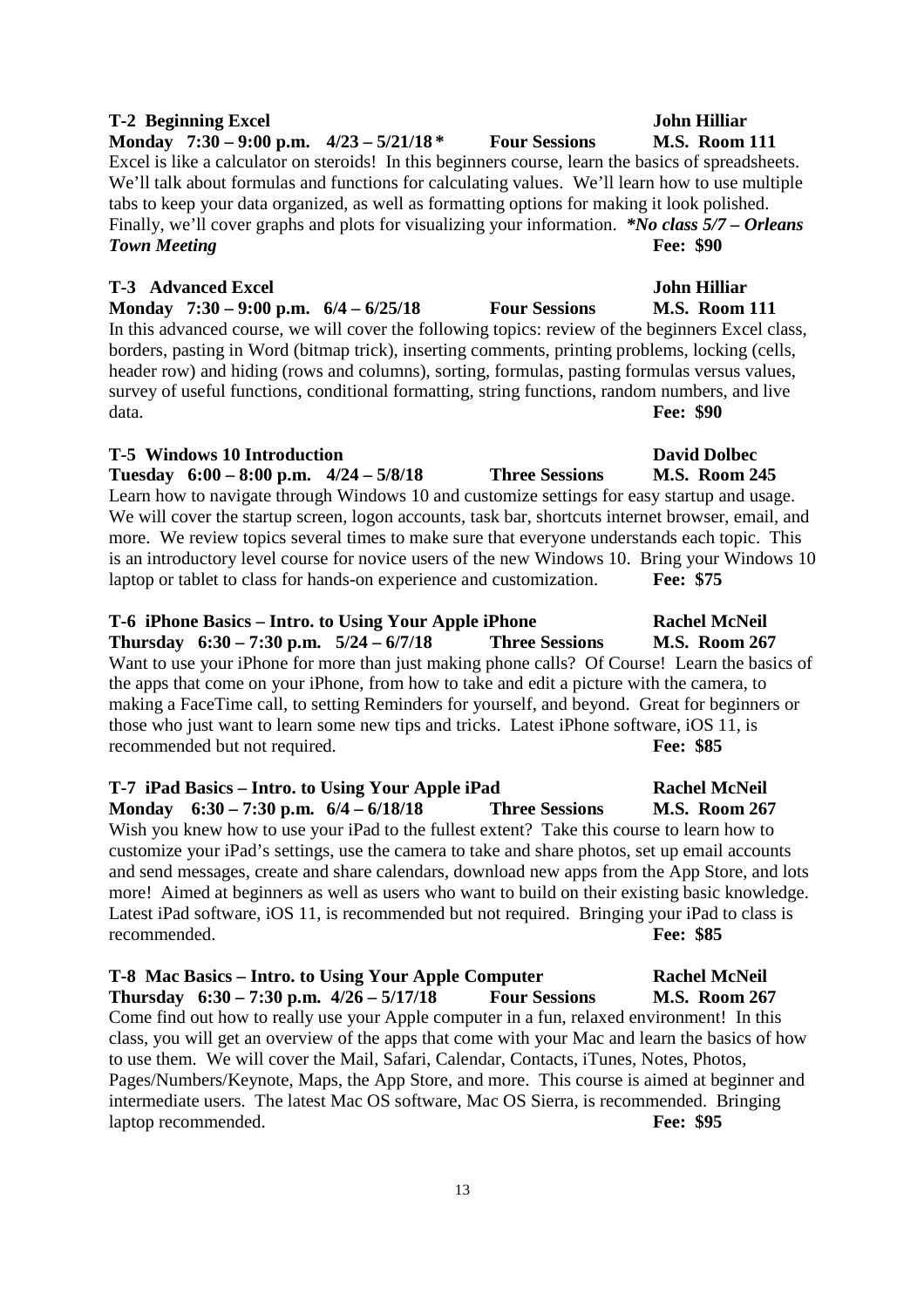**T-2 Beginning Excel** **John Hilliar**
**Monday 7:30 – 9:00 p.m. 4/23 – 5/21/18 * Four Sessions M.S. Room 111**
Excel is like a calculator on steroids! In this beginners course, learn the basics of spreadsheets. We'll talk about formulas and functions for calculating values. We'll learn how to use multiple tabs to keep your data organized, as well as formatting options for making it look polished. Finally, we'll cover graphs and plots for visualizing your information. ***\*No class 5/7 – Orleans Town Meeting*** **Fee: $90**

**T-3 Advanced Excel** **John Hilliar**
**Monday 7:30 – 9:00 p.m. 6/4 – 6/25/18 Four Sessions M.S. Room 111**
In this advanced course, we will cover the following topics: review of the beginners Excel class, borders, pasting in Word (bitmap trick), inserting comments, printing problems, locking (cells, header row) and hiding (rows and columns), sorting, formulas, pasting formulas versus values, survey of useful functions, conditional formatting, string functions, random numbers, and live data. **Fee: $90**

**T-5 Windows 10 Introduction** **David Dolbec**
**Tuesday 6:00 – 8:00 p.m. 4/24 – 5/8/18 Three Sessions M.S. Room 245**
Learn how to navigate through Windows 10 and customize settings for easy startup and usage. We will cover the startup screen, logon accounts, task bar, shortcuts internet browser, email, and more. We review topics several times to make sure that everyone understands each topic. This is an introductory level course for novice users of the new Windows 10. Bring your Windows 10 laptop or tablet to class for hands-on experience and customization. **Fee: $75**

**T-6 iPhone Basics – Intro. to Using Your Apple iPhone** **Rachel McNeil**
**Thursday 6:30 – 7:30 p.m. 5/24 – 6/7/18 Three Sessions M.S. Room 267**
Want to use your iPhone for more than just making phone calls? Of Course! Learn the basics of the apps that come on your iPhone, from how to take and edit a picture with the camera, to making a FaceTime call, to setting Reminders for yourself, and beyond. Great for beginners or those who just want to learn some new tips and tricks. Latest iPhone software, iOS 11, is recommended but not required. **Fee: $85**

**T-7 iPad Basics – Intro. to Using Your Apple iPad** **Rachel McNeil**
**Monday 6:30 – 7:30 p.m. 6/4 – 6/18/18 Three Sessions M.S. Room 267**
Wish you knew how to use your iPad to the fullest extent? Take this course to learn how to customize your iPad's settings, use the camera to take and share photos, set up email accounts and send messages, create and share calendars, download new apps from the App Store, and lots more! Aimed at beginners as well as users who want to build on their existing basic knowledge. Latest iPad software, iOS 11, is recommended but not required. Bringing your iPad to class is recommended. **Fee: $85**

**T-8 Mac Basics – Intro. to Using Your Apple Computer** **Rachel McNeil**
**Thursday 6:30 – 7:30 p.m. 4/26 – 5/17/18 Four Sessions M.S. Room 267**
Come find out how to really use your Apple computer in a fun, relaxed environment! In this class, you will get an overview of the apps that come with your Mac and learn the basics of how to use them. We will cover the Mail, Safari, Calendar, Contacts, iTunes, Notes, Photos, Pages/Numbers/Keynote, Maps, the App Store, and more. This course is aimed at beginner and intermediate users. The latest Mac OS software, Mac OS Sierra, is recommended. Bringing laptop recommended. **Fee: $95**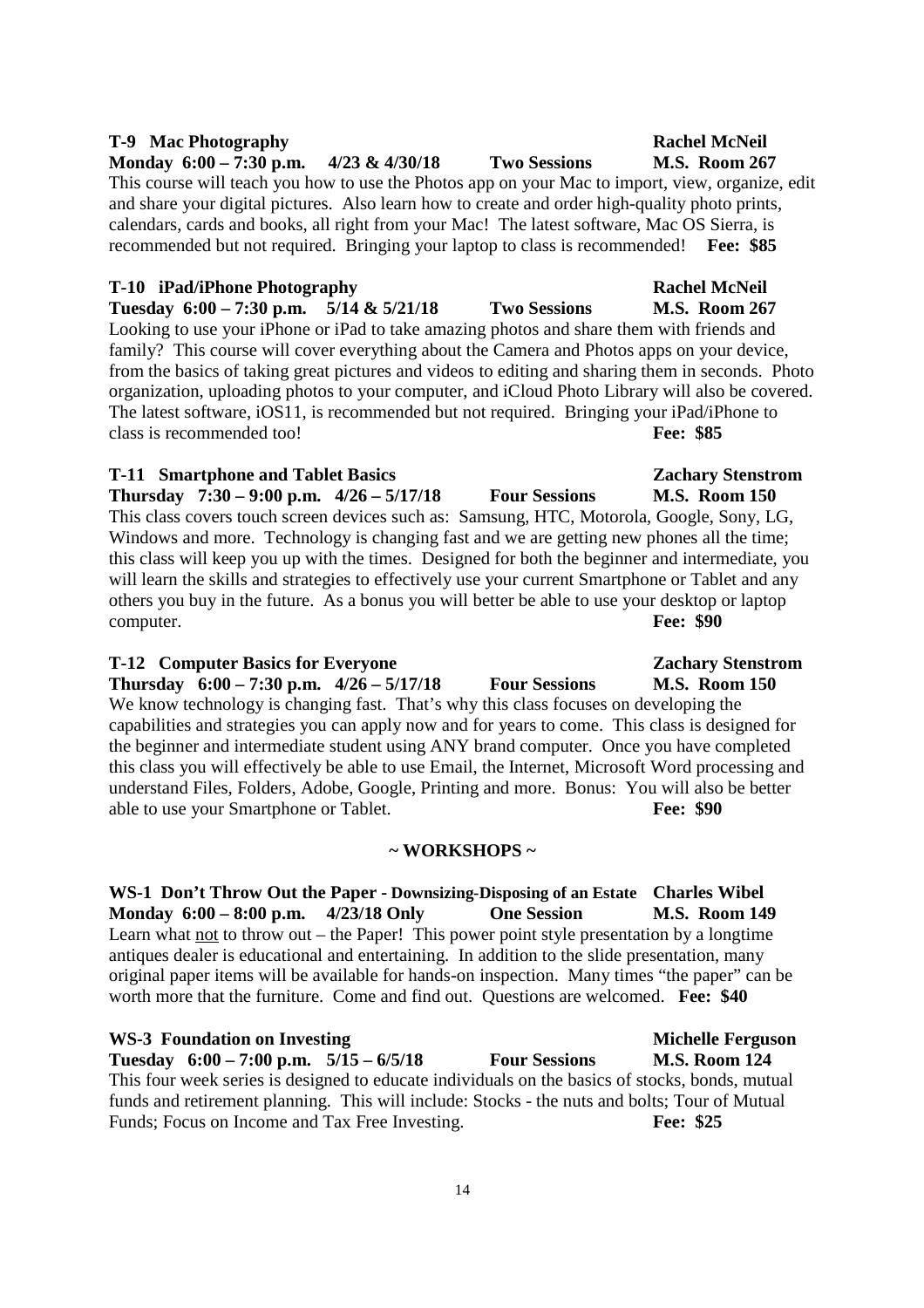**T-9 Mac Photography** **Rachel McNeil**
**Monday 6:00 – 7:30 p.m. 4/23 & 4/30/18 Two Sessions M.S. Room 267**
This course will teach you how to use the Photos app on your Mac to import, view, organize, edit and share your digital pictures. Also learn how to create and order high-quality photo prints, calendars, cards and books, all right from your Mac! The latest software, Mac OS Sierra, is recommended but not required. Bringing your laptop to class is recommended! **Fee: $85**

**T-10 iPad/iPhone Photography** **Rachel McNeil**
**Tuesday 6:00 – 7:30 p.m. 5/14 & 5/21/18 Two Sessions M.S. Room 267**
Looking to use your iPhone or iPad to take amazing photos and share them with friends and family? This course will cover everything about the Camera and Photos apps on your device, from the basics of taking great pictures and videos to editing and sharing them in seconds. Photo organization, uploading photos to your computer, and iCloud Photo Library will also be covered. The latest software, iOS11, is recommended but not required. Bringing your iPad/iPhone to class is recommended too! **Fee: $85**

**T-11 Smartphone and Tablet Basics** **Zachary Stenstrom**
**Thursday 7:30 – 9:00 p.m. 4/26 – 5/17/18 Four Sessions M.S. Room 150**
This class covers touch screen devices such as: Samsung, HTC, Motorola, Google, Sony, LG, Windows and more. Technology is changing fast and we are getting new phones all the time; this class will keep you up with the times. Designed for both the beginner and intermediate, you will learn the skills and strategies to effectively use your current Smartphone or Tablet and any others you buy in the future. As a bonus you will better be able to use your desktop or laptop computer. **Fee: $90**

**T-12 Computer Basics for Everyone** **Zachary Stenstrom**
**Thursday 6:00 – 7:30 p.m. 4/26 – 5/17/18 Four Sessions M.S. Room 150**
We know technology is changing fast. That's why this class focuses on developing the capabilities and strategies you can apply now and for years to come. This class is designed for the beginner and intermediate student using ANY brand computer. Once you have completed this class you will effectively be able to use Email, the Internet, Microsoft Word processing and understand Files, Folders, Adobe, Google, Printing and more. Bonus: You will also be better able to use your Smartphone or Tablet. **Fee: $90**

## ~ WORKSHOPS ~

**WS-1 Don't Throw Out the Paper - Downsizing-Disposing of an Estate** **Charles Wibel**
**Monday 6:00 – 8:00 p.m. 4/23/18 Only One Session M.S. Room 149**
Learn what not to throw out – the Paper! This power point style presentation by a longtime antiques dealer is educational and entertaining. In addition to the slide presentation, many original paper items will be available for hands-on inspection. Many times "the paper" can be worth more that the furniture. Come and find out. Questions are welcomed. **Fee: $40**

**WS-3 Foundation on Investing** **Michelle Ferguson**
**Tuesday 6:00 – 7:00 p.m. 5/15 – 6/5/18 Four Sessions M.S. Room 124**
This four week series is designed to educate individuals on the basics of stocks, bonds, mutual funds and retirement planning. This will include: Stocks - the nuts and bolts; Tour of Mutual Funds; Focus on Income and Tax Free Investing. **Fee: $25**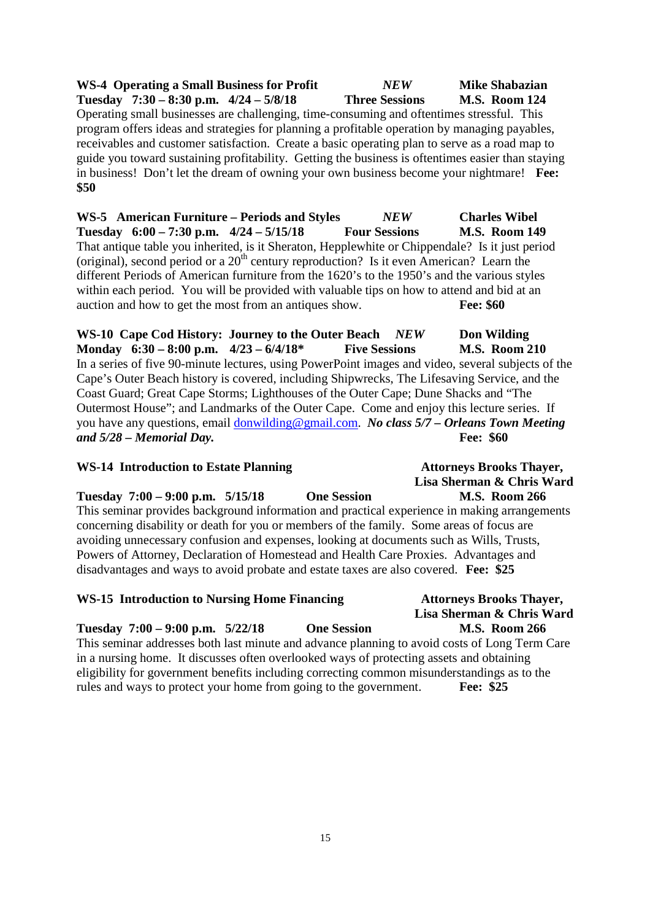**WS-4 Operating a Small Business for Profit** ***NEW*** **Mike Shabazian**
**Tuesday 7:30 – 8:30 p.m. 4/24 – 5/8/18** **Three Sessions** **M.S. Room 124**

Operating small businesses are challenging, time-consuming and oftentimes stressful. This program offers ideas and strategies for planning a profitable operation by managing payables, receivables and customer satisfaction. Create a basic operating plan to serve as a road map to guide you toward sustaining profitability. Getting the business is oftentimes easier than staying in business! Don't let the dream of owning your own business become your nightmare! **Fee: $50**

**WS-5 American Furniture – Periods and Styles** ***NEW*** **Charles Wibel**
**Tuesday 6:00 – 7:30 p.m. 4/24 – 5/15/18** **Four Sessions** **M.S. Room 149**

That antique table you inherited, is it Sheraton, Hepplewhite or Chippendale? Is it just period (original), second period or a 20th century reproduction? Is it even American? Learn the different Periods of American furniture from the 1620's to the 1950's and the various styles within each period. You will be provided with valuable tips on how to attend and bid at an auction and how to get the most from an antiques show. **Fee: $60**

**WS-10 Cape Cod History: Journey to the Outer Beach** ***NEW*** **Don Wilding**
**Monday 6:30 – 8:00 p.m. 4/23 – 6/4/18*** **Five Sessions** **M.S. Room 210**

In a series of five 90-minute lectures, using PowerPoint images and video, several subjects of the Cape's Outer Beach history is covered, including Shipwrecks, The Lifesaving Service, and the Coast Guard; Great Cape Storms; Lighthouses of the Outer Cape; Dune Shacks and "The Outermost House"; and Landmarks of the Outer Cape. Come and enjoy this lecture series. If you have any questions, email donwilding@gmail.com. ***No class 5/7 – Orleans Town Meeting and 5/28 – Memorial Day.*** **Fee: $60**

**WS-14 Introduction to Estate Planning** **Attorneys Brooks Thayer, Lisa Sherman & Chris Ward**
**Tuesday 7:00 – 9:00 p.m. 5/15/18** **One Session** **M.S. Room 266**

This seminar provides background information and practical experience in making arrangements concerning disability or death for you or members of the family. Some areas of focus are avoiding unnecessary confusion and expenses, looking at documents such as Wills, Trusts, Powers of Attorney, Declaration of Homestead and Health Care Proxies. Advantages and disadvantages and ways to avoid probate and estate taxes are also covered. **Fee: $25**

**WS-15 Introduction to Nursing Home Financing** **Attorneys Brooks Thayer, Lisa Sherman & Chris Ward**
**Tuesday 7:00 – 9:00 p.m. 5/22/18** **One Session** **M.S. Room 266**

This seminar addresses both last minute and advance planning to avoid costs of Long Term Care in a nursing home. It discusses often overlooked ways of protecting assets and obtaining eligibility for government benefits including correcting common misunderstandings as to the rules and ways to protect your home from going to the government. **Fee: $25**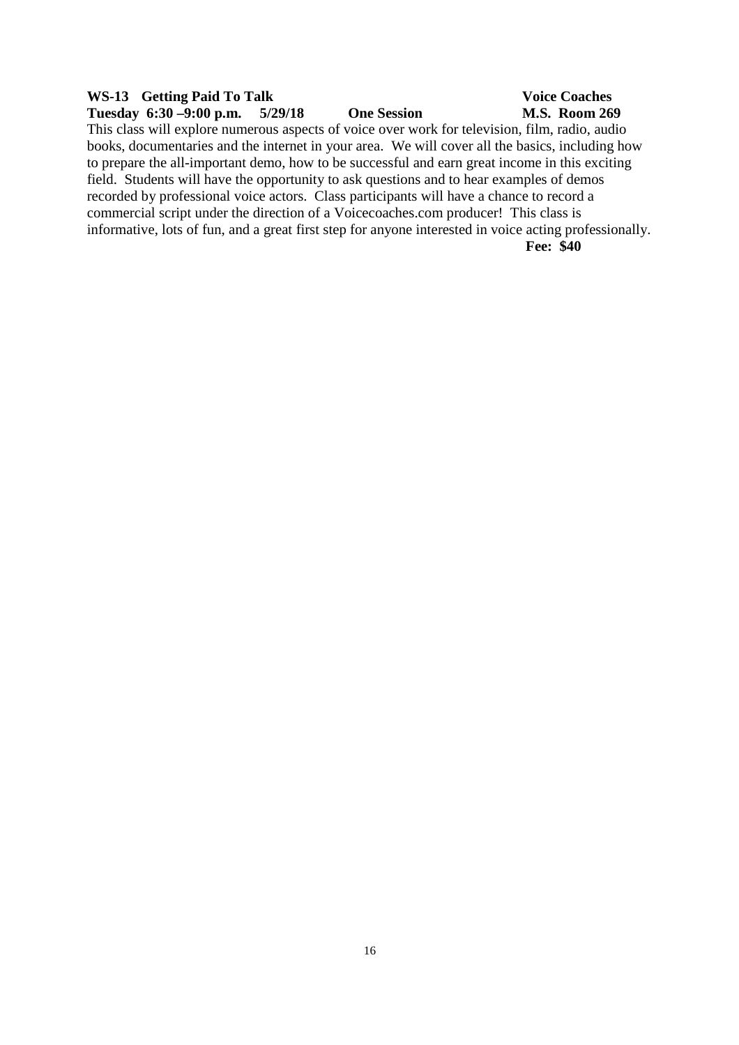**WS-13 Getting Paid To Talk** **Voice Coaches**
**Tuesday 6:30 –9:00 p.m. 5/29/18 One Session M.S. Room 269**

This class will explore numerous aspects of voice over work for television, film, radio, audio books, documentaries and the internet in your area. We will cover all the basics, including how to prepare the all-important demo, how to be successful and earn great income in this exciting field. Students will have the opportunity to ask questions and to hear examples of demos recorded by professional voice actors. Class participants will have a chance to record a commercial script under the direction of a Voicecoaches.com producer! This class is informative, lots of fun, and a great first step for anyone interested in voice acting professionally.

**Fee: $40**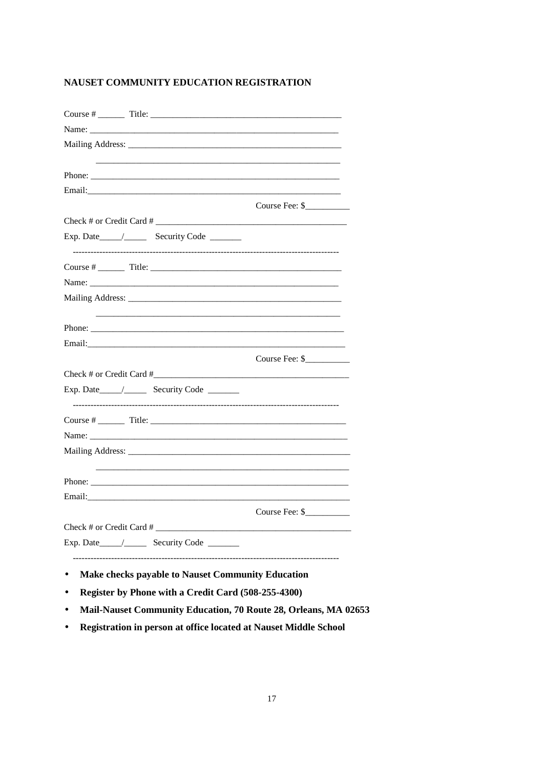**NAUSET COMMUNITY EDUCATION REGISTRATION**

Course # ______ Title: ___________________________________________

Name: _______________________________________________________

Mailing Address: _______________________________________________

_______________________________________________________

Phone: _______________________________________________________

Email:_______________________________________________________

Course Fee: $__________

Check # or Credit Card # ____________________________________________

Exp. Date_____/_____ Security Code _______

------------------------------------------------------------------------------------------

Course # ______ Title: ___________________________________________

Name: _______________________________________________________

Mailing Address: _______________________________________________

_______________________________________________________

Phone: _______________________________________________________

Email:_______________________________________________________

Course Fee: $__________

Check # or Credit Card #____________________________________________

Exp. Date_____/_____ Security Code _______

------------------------------------------------------------------------------------------

Course # ______ Title: ___________________________________________

Name: _______________________________________________________

Mailing Address: _______________________________________________

_______________________________________________________

Phone: _______________________________________________________

Email:_______________________________________________________

Course Fee: $__________

Check # or Credit Card # ____________________________________________

Exp. Date_____/_____ Security Code _______

------------------------------------------------------------------------------------------

- **Make checks payable to Nauset Community Education**
- **Register by Phone with a Credit Card (508-255-4300)**
- **Mail-Nauset Community Education, 70 Route 28, Orleans, MA 02653**
- **Registration in person at office located at Nauset Middle School**